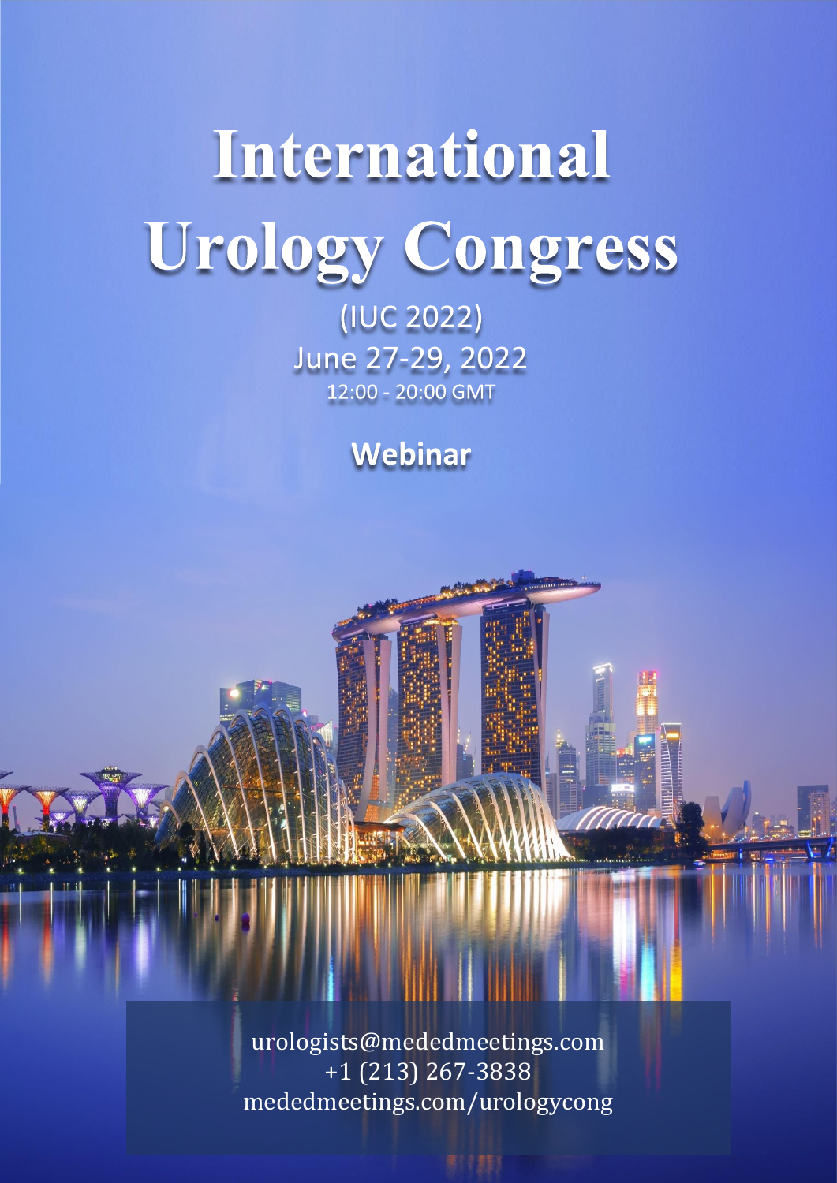# International Urology Congress

(IUC 2022)

June 27-29, 2022

12:00 - 20:00 GMT

**Webinar**

urologists@mededmeetings.com

+1 (213) 267-3838

mededmeetings.com/urologycong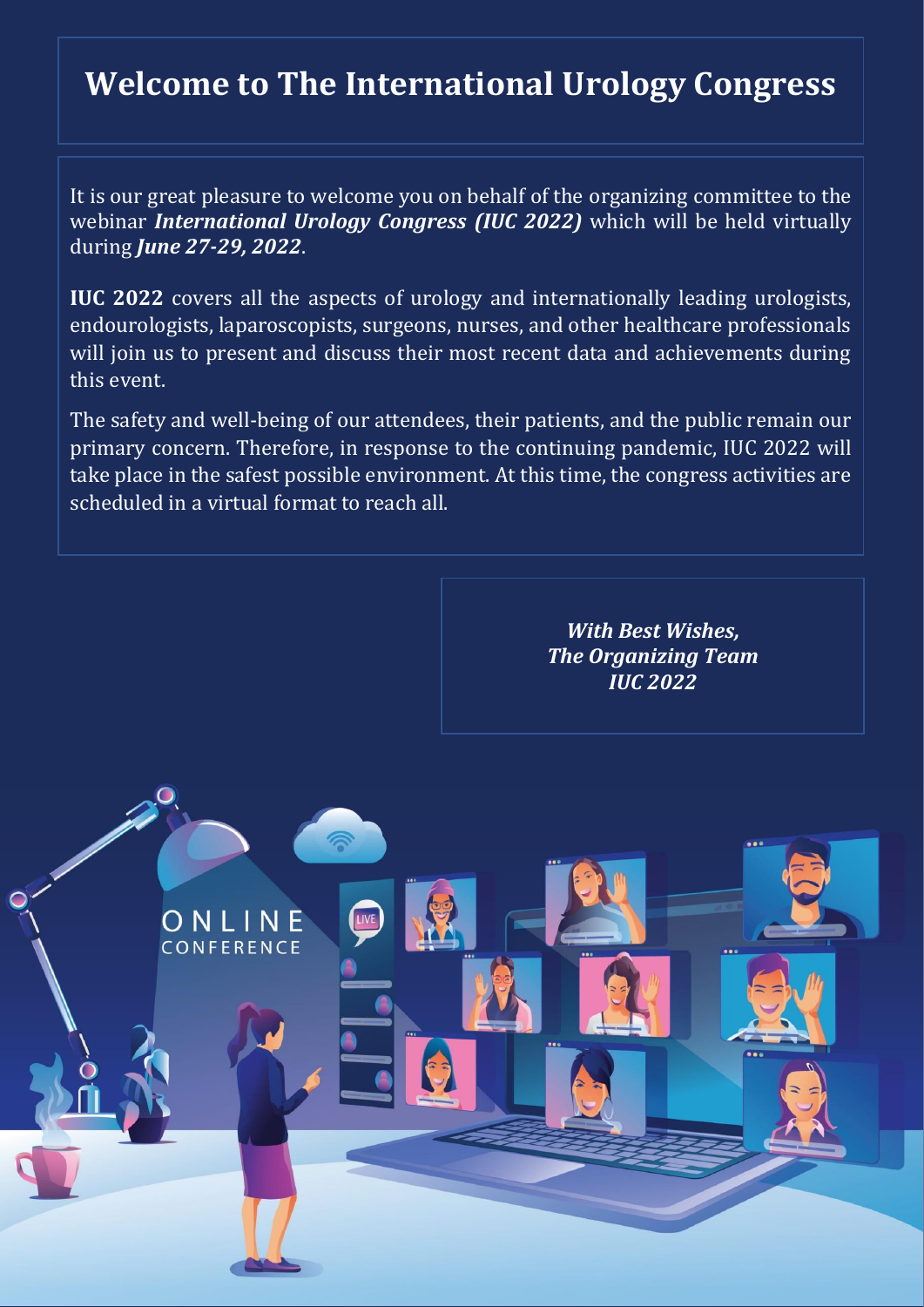# Welcome to The International Urology Congress

It is our great pleasure to welcome you on behalf of the organizing committee to the webinar ***International Urology Congress (IUC 2022)*** which will be held virtually during ***June 27-29, 2022***.

**IUC 2022** covers all the aspects of urology and internationally leading urologists, endourologists, laparoscopists, surgeons, nurses, and other healthcare professionals will join us to present and discuss their most recent data and achievements during this event.

The safety and well-being of our attendees, their patients, and the public remain our primary concern. Therefore, in response to the continuing pandemic, IUC 2022 will take place in the safest possible environment. At this time, the congress activities are scheduled in a virtual format to reach all.

***With Best Wishes,***
***The Organizing Team***
***IUC 2022***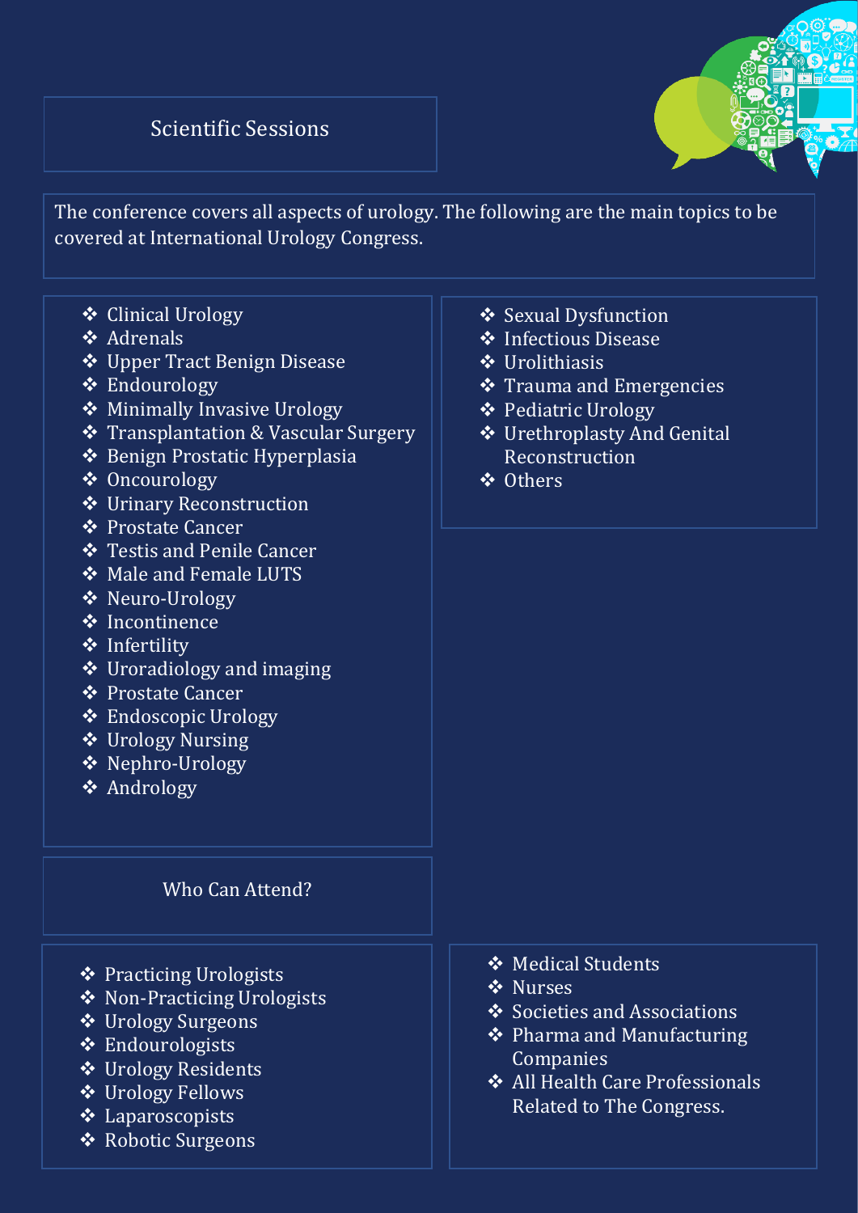## Scientific Sessions

The conference covers all aspects of urology. The following are the main topics to be covered at International Urology Congress.

- Clinical Urology
- Adrenals
- Upper Tract Benign Disease
- Endourology
- Minimally Invasive Urology
- Transplantation & Vascular Surgery
- Benign Prostatic Hyperplasia
- Oncourology
- Urinary Reconstruction
- Prostate Cancer
- Testis and Penile Cancer
- Male and Female LUTS
- Neuro-Urology
- Incontinence
- Infertility
- Uroradiology and imaging
- Prostate Cancer
- Endoscopic Urology
- Urology Nursing
- Nephro-Urology
- Andrology
- Sexual Dysfunction
- Infectious Disease
- Urolithiasis
- Trauma and Emergencies
- Pediatric Urology
- Urethroplasty And Genital Reconstruction
- Others

## Who Can Attend?

- Practicing Urologists
- Non-Practicing Urologists
- Urology Surgeons
- Endourologists
- Urology Residents
- Urology Fellows
- Laparoscopists
- Robotic Surgeons
- Medical Students
- Nurses
- Societies and Associations
- Pharma and Manufacturing Companies
- All Health Care Professionals Related to The Congress.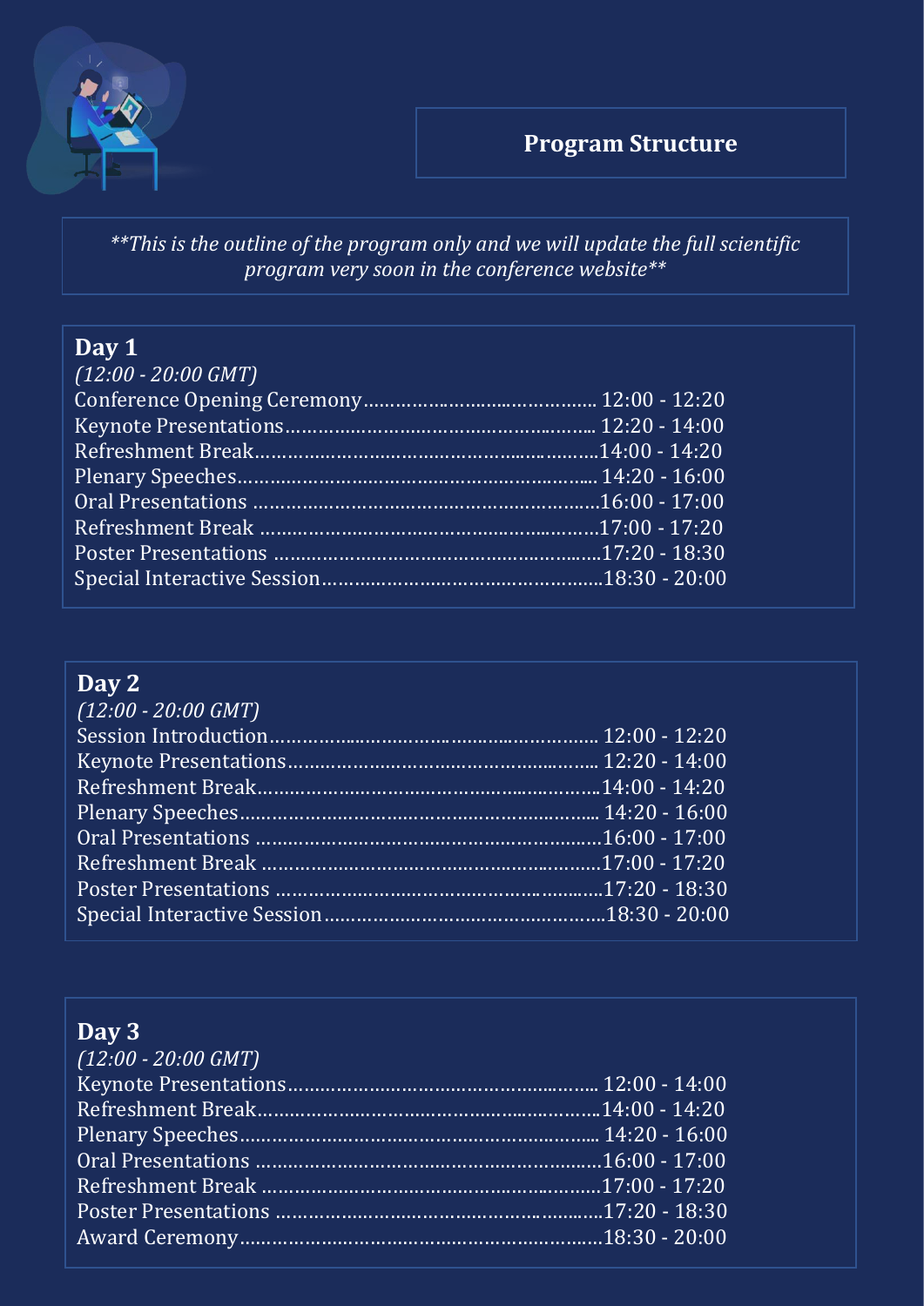# Program Structure

*\*\*This is the outline of the program only and we will update the full scientific program very soon in the conference website\*\**

## Day 1

*(12:00 - 20:00 GMT)*

| Session | Time |
|---|---|
| Conference Opening Ceremony | 12:00 - 12:20 |
| Keynote Presentations | 12:20 - 14:00 |
| Refreshment Break | 14:00 - 14:20 |
| Plenary Speeches | 14:20 - 16:00 |
| Oral Presentations | 16:00 - 17:00 |
| Refreshment Break | 17:00 - 17:20 |
| Poster Presentations | 17:20 - 18:30 |
| Special Interactive Session | 18:30 - 20:00 |

## Day 2

*(12:00 - 20:00 GMT)*

| Session | Time |
|---|---|
| Session Introduction | 12:00 - 12:20 |
| Keynote Presentations | 12:20 - 14:00 |
| Refreshment Break | 14:00 - 14:20 |
| Plenary Speeches | 14:20 - 16:00 |
| Oral Presentations | 16:00 - 17:00 |
| Refreshment Break | 17:00 - 17:20 |
| Poster Presentations | 17:20 - 18:30 |
| Special Interactive Session | 18:30 - 20:00 |

## Day 3

*(12:00 - 20:00 GMT)*

| Session | Time |
|---|---|
| Keynote Presentations | 12:00 - 14:00 |
| Refreshment Break | 14:00 - 14:20 |
| Plenary Speeches | 14:20 - 16:00 |
| Oral Presentations | 16:00 - 17:00 |
| Refreshment Break | 17:00 - 17:20 |
| Poster Presentations | 17:20 - 18:30 |
| Award Ceremony | 18:30 - 20:00 |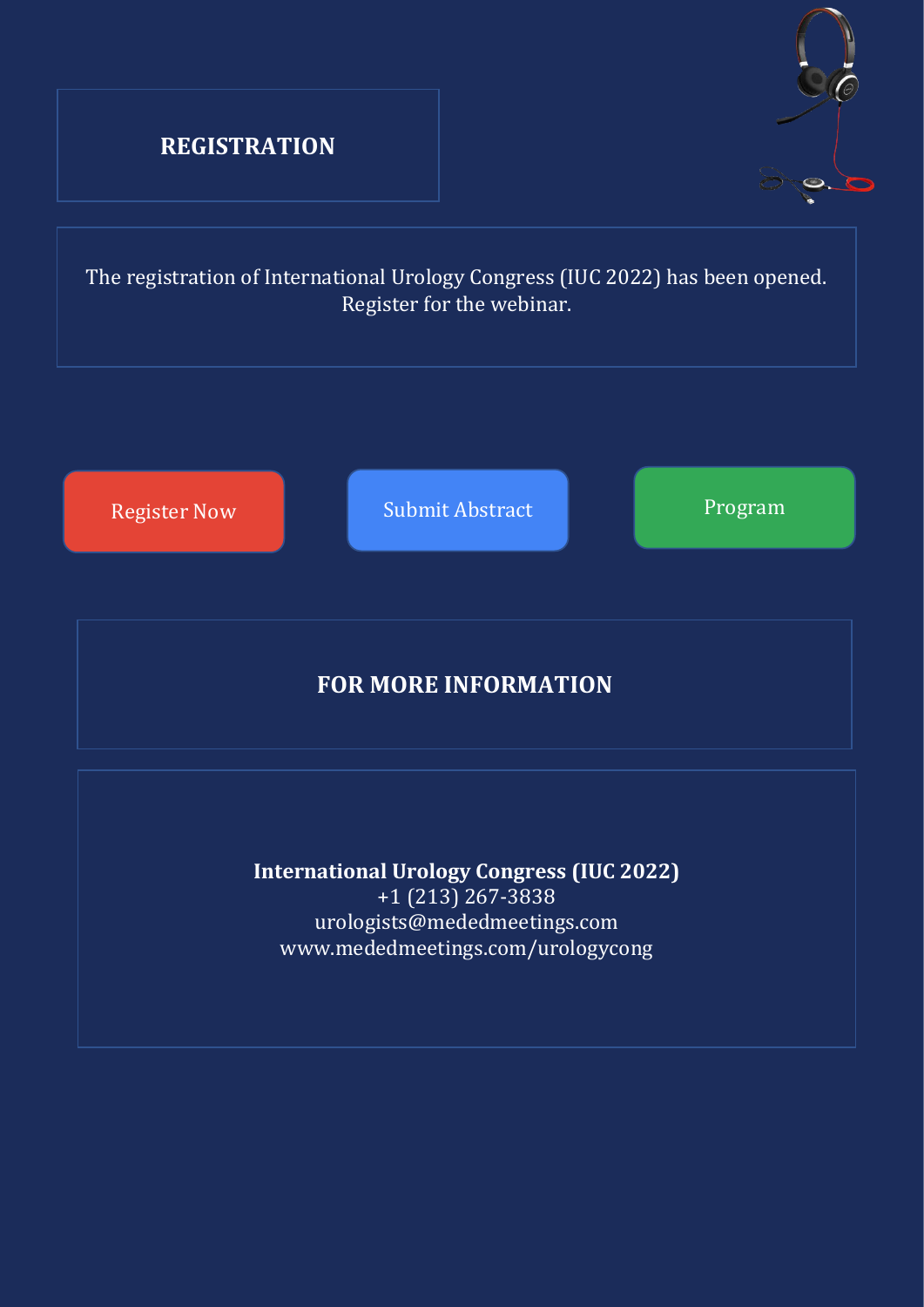## REGISTRATION

The registration of International Urology Congress (IUC 2022) has been opened. Register for the webinar.

Register Now

Submit Abstract

Program

## FOR MORE INFORMATION

**International Urology Congress (IUC 2022)**
+1 (213) 267-3838
urologists@mededmeetings.com
www.mededmeetings.com/urologycong